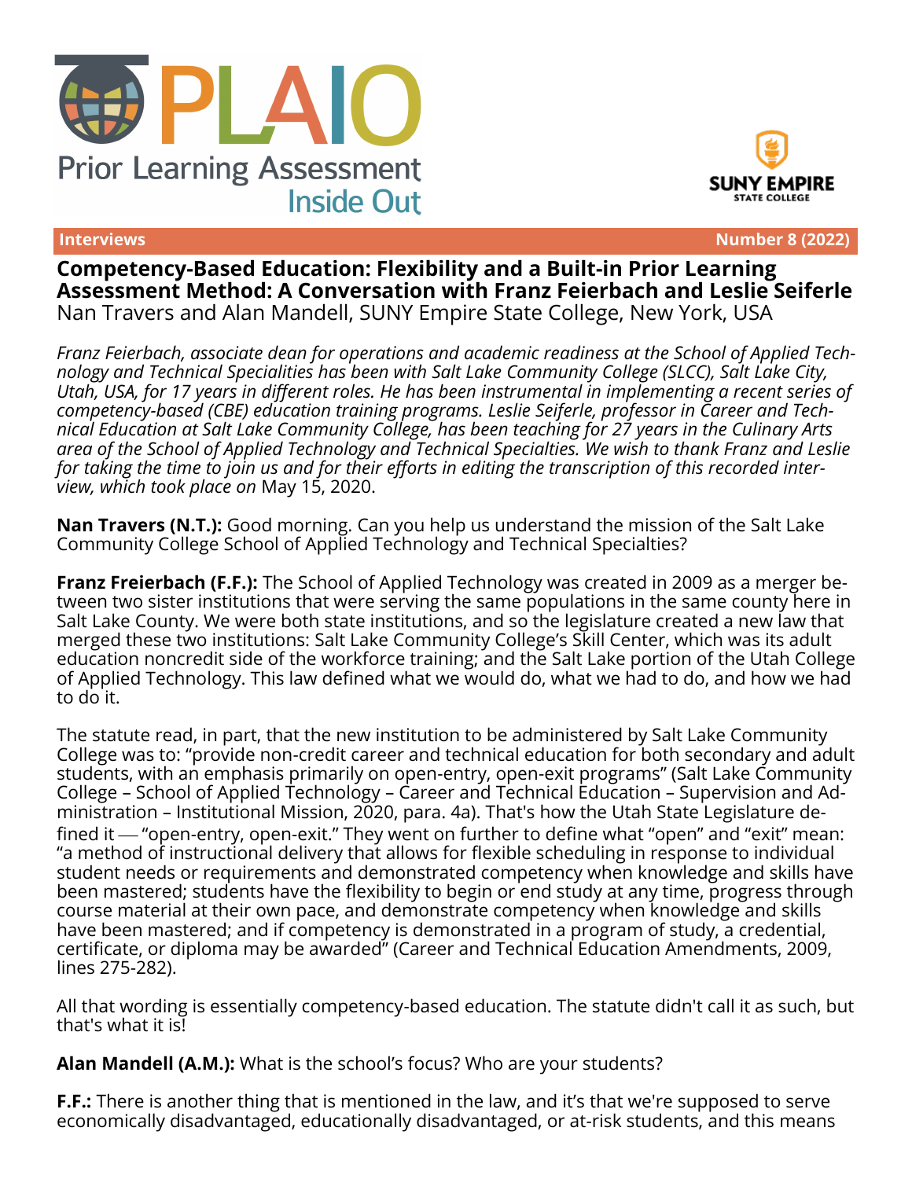# PLAIO

Prior Learning Assessment Inside Out

SUNY EMPIRE STATE COLLEGE

**Interviews** **Number 8 (2022)**

## Competency-Based Education: Flexibility and a Built-in Prior Learning Assessment Method: A Conversation with Franz Feierbach and Leslie Seiferle

Nan Travers and Alan Mandell, SUNY Empire State College, New York, USA

*Franz Feierbach, associate dean for operations and academic readiness at the School of Applied Technology and Technical Specialities has been with Salt Lake Community College (SLCC), Salt Lake City, Utah, USA, for 17 years in different roles. He has been instrumental in implementing a recent series of competency-based (CBE) education training programs. Leslie Seiferle, professor in Career and Technical Education at Salt Lake Community College, has been teaching for 27 years in the Culinary Arts area of the School of Applied Technology and Technical Specialties. We wish to thank Franz and Leslie for taking the time to join us and for their efforts in editing the transcription of this recorded interview, which took place on* May 15, 2020.

**Nan Travers (N.T.):** Good morning. Can you help us understand the mission of the Salt Lake Community College School of Applied Technology and Technical Specialties?

**Franz Freierbach (F.F.):** The School of Applied Technology was created in 2009 as a merger between two sister institutions that were serving the same populations in the same county here in Salt Lake County. We were both state institutions, and so the legislature created a new law that merged these two institutions: Salt Lake Community College's Skill Center, which was its adult education noncredit side of the workforce training; and the Salt Lake portion of the Utah College of Applied Technology. This law defined what we would do, what we had to do, and how we had to do it.

The statute read, in part, that the new institution to be administered by Salt Lake Community College was to: "provide non-credit career and technical education for both secondary and adult students, with an emphasis primarily on open-entry, open-exit programs" (Salt Lake Community College – School of Applied Technology – Career and Technical Education – Supervision and Administration – Institutional Mission, 2020, para. 4a). That's how the Utah State Legislature defined it — "open-entry, open-exit." They went on further to define what "open" and "exit" mean: "a method of instructional delivery that allows for flexible scheduling in response to individual student needs or requirements and demonstrated competency when knowledge and skills have been mastered; students have the flexibility to begin or end study at any time, progress through course material at their own pace, and demonstrate competency when knowledge and skills have been mastered; and if competency is demonstrated in a program of study, a credential, certificate, or diploma may be awarded" (Career and Technical Education Amendments, 2009, lines 275-282).

All that wording is essentially competency-based education. The statute didn't call it as such, but that's what it is!

**Alan Mandell (A.M.):** What is the school's focus? Who are your students?

**F.F.:** There is another thing that is mentioned in the law, and it's that we're supposed to serve economically disadvantaged, educationally disadvantaged, or at-risk students, and this means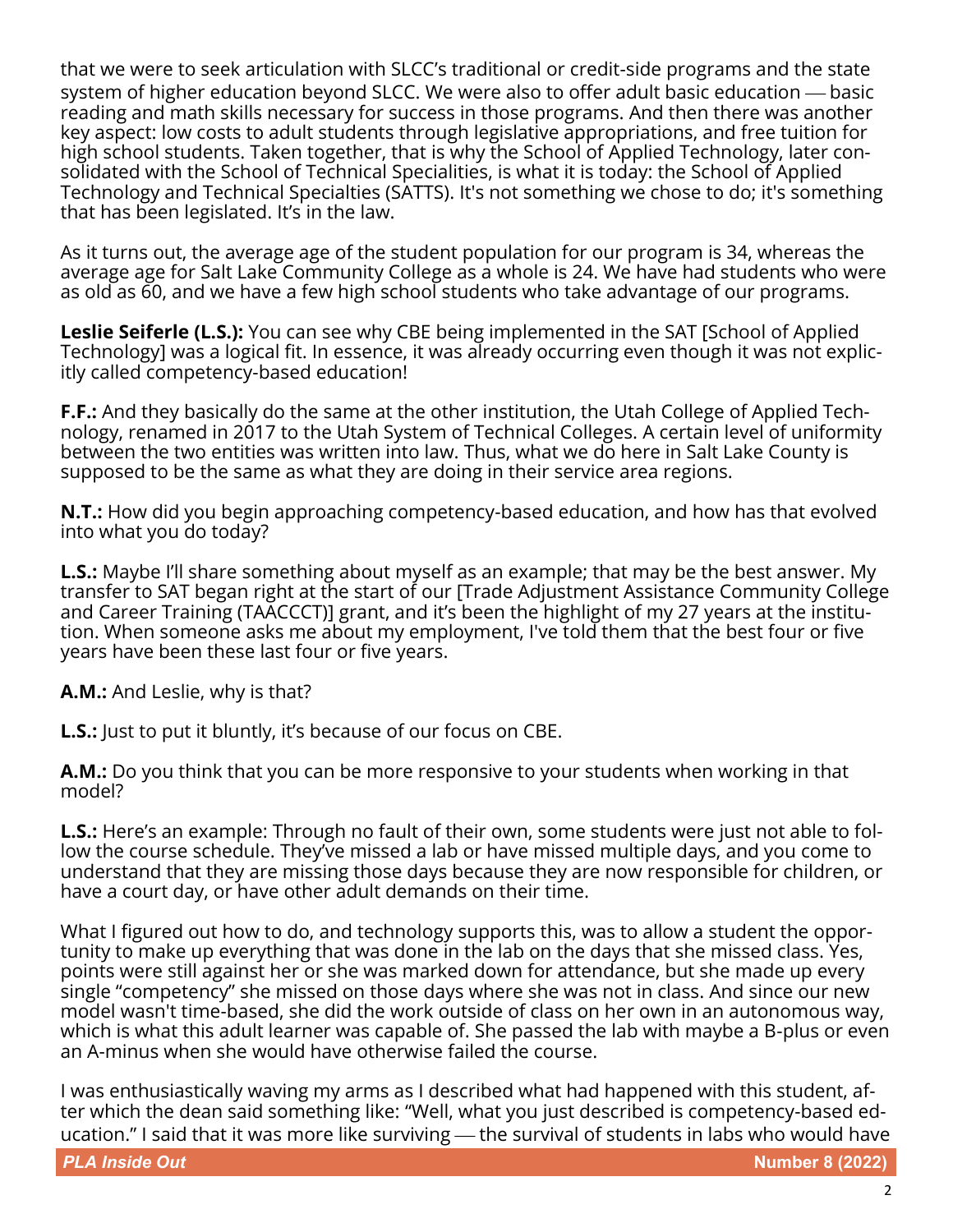that we were to seek articulation with SLCC's traditional or credit-side programs and the state system of higher education beyond SLCC. We were also to offer adult basic education — basic reading and math skills necessary for success in those programs. And then there was another key aspect: low costs to adult students through legislative appropriations, and free tuition for high school students. Taken together, that is why the School of Applied Technology, later consolidated with the School of Technical Specialities, is what it is today: the School of Applied Technology and Technical Specialties (SATTS). It's not something we chose to do; it's something that has been legislated. It's in the law.

As it turns out, the average age of the student population for our program is 34, whereas the average age for Salt Lake Community College as a whole is 24. We have had students who were as old as 60, and we have a few high school students who take advantage of our programs.

**Leslie Seiferle (L.S.):** You can see why CBE being implemented in the SAT [School of Applied Technology] was a logical fit. In essence, it was already occurring even though it was not explicitly called competency-based education!

**F.F.:** And they basically do the same at the other institution, the Utah College of Applied Technology, renamed in 2017 to the Utah System of Technical Colleges. A certain level of uniformity between the two entities was written into law. Thus, what we do here in Salt Lake County is supposed to be the same as what they are doing in their service area regions.

**N.T.:** How did you begin approaching competency-based education, and how has that evolved into what you do today?

**L.S.:** Maybe I'll share something about myself as an example; that may be the best answer. My transfer to SAT began right at the start of our [Trade Adjustment Assistance Community College and Career Training (TAACCCT)] grant, and it's been the highlight of my 27 years at the institution. When someone asks me about my employment, I've told them that the best four or five years have been these last four or five years.

**A.M.:** And Leslie, why is that?

**L.S.:** Just to put it bluntly, it's because of our focus on CBE.

**A.M.:** Do you think that you can be more responsive to your students when working in that model?

**L.S.:** Here's an example: Through no fault of their own, some students were just not able to follow the course schedule. They've missed a lab or have missed multiple days, and you come to understand that they are missing those days because they are now responsible for children, or have a court day, or have other adult demands on their time.

What I figured out how to do, and technology supports this, was to allow a student the opportunity to make up everything that was done in the lab on the days that she missed class. Yes, points were still against her or she was marked down for attendance, but she made up every single "competency" she missed on those days where she was not in class. And since our new model wasn't time-based, she did the work outside of class on her own in an autonomous way, which is what this adult learner was capable of. She passed the lab with maybe a B-plus or even an A-minus when she would have otherwise failed the course.

I was enthusiastically waving my arms as I described what had happened with this student, after which the dean said something like: "Well, what you just described is competency-based education." I said that it was more like surviving — the survival of students in labs who would have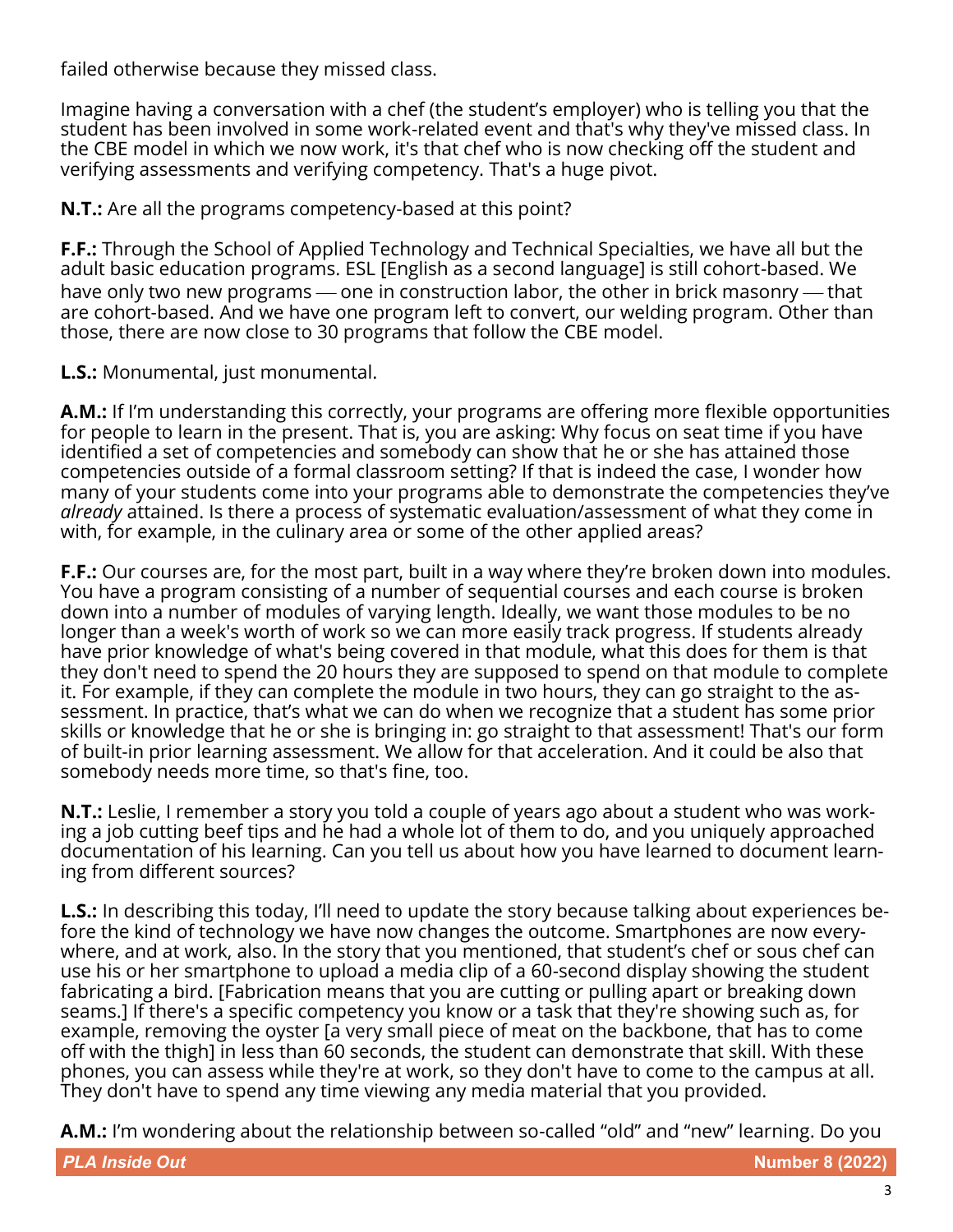failed otherwise because they missed class.

Imagine having a conversation with a chef (the student's employer) who is telling you that the student has been involved in some work-related event and that's why they've missed class. In the CBE model in which we now work, it's that chef who is now checking off the student and verifying assessments and verifying competency. That's a huge pivot.

**N.T.:** Are all the programs competency-based at this point?

**F.F.:** Through the School of Applied Technology and Technical Specialties, we have all but the adult basic education programs. ESL [English as a second language] is still cohort-based. We have only two new programs — one in construction labor, the other in brick masonry — that are cohort-based. And we have one program left to convert, our welding program. Other than those, there are now close to 30 programs that follow the CBE model.

**L.S.:** Monumental, just monumental.

**A.M.:** If I'm understanding this correctly, your programs are offering more flexible opportunities for people to learn in the present. That is, you are asking: Why focus on seat time if you have identified a set of competencies and somebody can show that he or she has attained those competencies outside of a formal classroom setting? If that is indeed the case, I wonder how many of your students come into your programs able to demonstrate the competencies they've *already* attained. Is there a process of systematic evaluation/assessment of what they come in with, for example, in the culinary area or some of the other applied areas?

**F.F.:** Our courses are, for the most part, built in a way where they're broken down into modules. You have a program consisting of a number of sequential courses and each course is broken down into a number of modules of varying length. Ideally, we want those modules to be no longer than a week's worth of work so we can more easily track progress. If students already have prior knowledge of what's being covered in that module, what this does for them is that they don't need to spend the 20 hours they are supposed to spend on that module to complete it. For example, if they can complete the module in two hours, they can go straight to the assessment. In practice, that's what we can do when we recognize that a student has some prior skills or knowledge that he or she is bringing in: go straight to that assessment! That's our form of built-in prior learning assessment. We allow for that acceleration. And it could be also that somebody needs more time, so that's fine, too.

**N.T.:** Leslie, I remember a story you told a couple of years ago about a student who was working a job cutting beef tips and he had a whole lot of them to do, and you uniquely approached documentation of his learning. Can you tell us about how you have learned to document learning from different sources?

**L.S.:** In describing this today, I'll need to update the story because talking about experiences before the kind of technology we have now changes the outcome. Smartphones are now everywhere, and at work, also. In the story that you mentioned, that student's chef or sous chef can use his or her smartphone to upload a media clip of a 60-second display showing the student fabricating a bird. [Fabrication means that you are cutting or pulling apart or breaking down seams.] If there's a specific competency you know or a task that they're showing such as, for example, removing the oyster [a very small piece of meat on the backbone, that has to come off with the thigh] in less than 60 seconds, the student can demonstrate that skill. With these phones, you can assess while they're at work, so they don't have to come to the campus at all. They don't have to spend any time viewing any media material that you provided.

**A.M.:** I'm wondering about the relationship between so-called "old" and "new" learning. Do you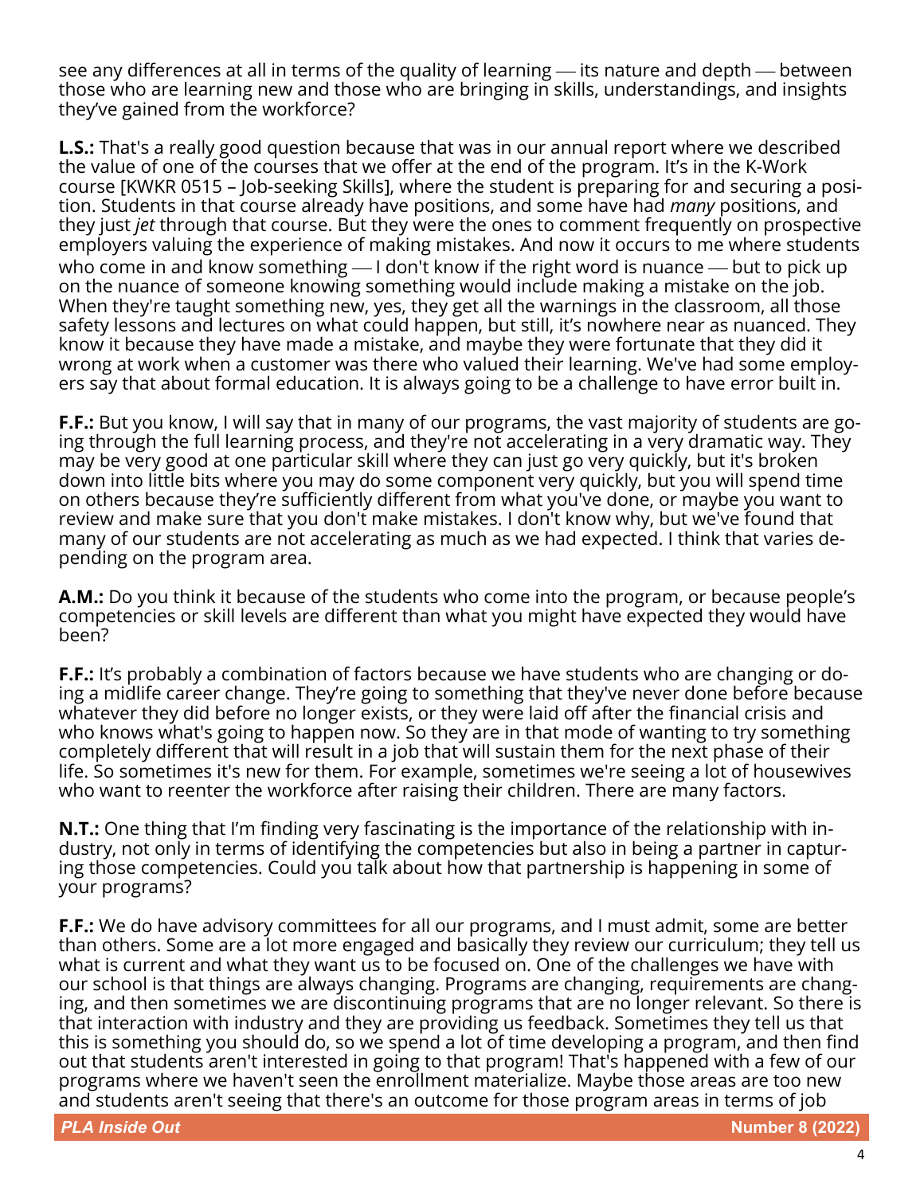see any differences at all in terms of the quality of learning — its nature and depth — between those who are learning new and those who are bringing in skills, understandings, and insights they've gained from the workforce?

**L.S.:** That's a really good question because that was in our annual report where we described the value of one of the courses that we offer at the end of the program. It's in the K-Work course [KWKR 0515 – Job-seeking Skills], where the student is preparing for and securing a position. Students in that course already have positions, and some have had *many* positions, and they just *jet* through that course. But they were the ones to comment frequently on prospective employers valuing the experience of making mistakes. And now it occurs to me where students who come in and know something — I don't know if the right word is nuance — but to pick up on the nuance of someone knowing something would include making a mistake on the job. When they're taught something new, yes, they get all the warnings in the classroom, all those safety lessons and lectures on what could happen, but still, it's nowhere near as nuanced. They know it because they have made a mistake, and maybe they were fortunate that they did it wrong at work when a customer was there who valued their learning. We've had some employers say that about formal education. It is always going to be a challenge to have error built in.

**F.F.:** But you know, I will say that in many of our programs, the vast majority of students are going through the full learning process, and they're not accelerating in a very dramatic way. They may be very good at one particular skill where they can just go very quickly, but it's broken down into little bits where you may do some component very quickly, but you will spend time on others because they're sufficiently different from what you've done, or maybe you want to review and make sure that you don't make mistakes. I don't know why, but we've found that many of our students are not accelerating as much as we had expected. I think that varies depending on the program area.

**A.M.:** Do you think it because of the students who come into the program, or because people's competencies or skill levels are different than what you might have expected they would have been?

**F.F.:** It's probably a combination of factors because we have students who are changing or doing a midlife career change. They're going to something that they've never done before because whatever they did before no longer exists, or they were laid off after the financial crisis and who knows what's going to happen now. So they are in that mode of wanting to try something completely different that will result in a job that will sustain them for the next phase of their life. So sometimes it's new for them. For example, sometimes we're seeing a lot of housewives who want to reenter the workforce after raising their children. There are many factors.

**N.T.:** One thing that I'm finding very fascinating is the importance of the relationship with industry, not only in terms of identifying the competencies but also in being a partner in capturing those competencies. Could you talk about how that partnership is happening in some of your programs?

**F.F.:** We do have advisory committees for all our programs, and I must admit, some are better than others. Some are a lot more engaged and basically they review our curriculum; they tell us what is current and what they want us to be focused on. One of the challenges we have with our school is that things are always changing. Programs are changing, requirements are changing, and then sometimes we are discontinuing programs that are no longer relevant. So there is that interaction with industry and they are providing us feedback. Sometimes they tell us that this is something you should do, so we spend a lot of time developing a program, and then find out that students aren't interested in going to that program! That's happened with a few of our programs where we haven't seen the enrollment materialize. Maybe those areas are too new and students aren't seeing that there's an outcome for those program areas in terms of job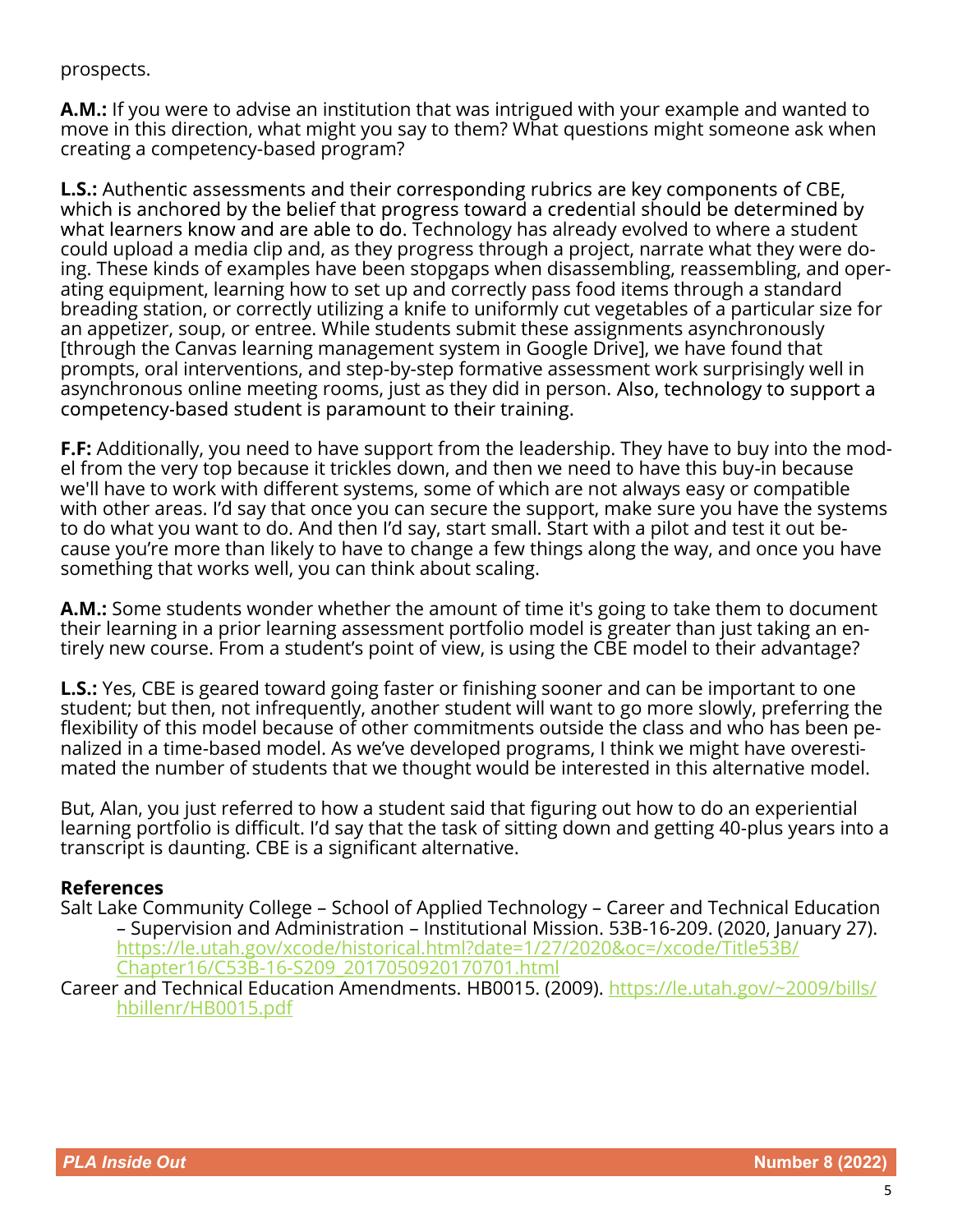prospects.

**A.M.:** If you were to advise an institution that was intrigued with your example and wanted to move in this direction, what might you say to them? What questions might someone ask when creating a competency-based program?

**L.S.:** Authentic assessments and their corresponding rubrics are key components of CBE, which is anchored by the belief that progress toward a credential should be determined by what learners know and are able to do. Technology has already evolved to where a student could upload a media clip and, as they progress through a project, narrate what they were doing. These kinds of examples have been stopgaps when disassembling, reassembling, and operating equipment, learning how to set up and correctly pass food items through a standard breading station, or correctly utilizing a knife to uniformly cut vegetables of a particular size for an appetizer, soup, or entree. While students submit these assignments asynchronously [through the Canvas learning management system in Google Drive], we have found that prompts, oral interventions, and step-by-step formative assessment work surprisingly well in asynchronous online meeting rooms, just as they did in person. Also, technology to support a competency-based student is paramount to their training.

**F.F:** Additionally, you need to have support from the leadership. They have to buy into the model from the very top because it trickles down, and then we need to have this buy-in because we'll have to work with different systems, some of which are not always easy or compatible with other areas. I'd say that once you can secure the support, make sure you have the systems to do what you want to do. And then I'd say, start small. Start with a pilot and test it out because you're more than likely to have to change a few things along the way, and once you have something that works well, you can think about scaling.

**A.M.:** Some students wonder whether the amount of time it's going to take them to document their learning in a prior learning assessment portfolio model is greater than just taking an entirely new course. From a student's point of view, is using the CBE model to their advantage?

**L.S.:** Yes, CBE is geared toward going faster or finishing sooner and can be important to one student; but then, not infrequently, another student will want to go more slowly, preferring the flexibility of this model because of other commitments outside the class and who has been penalized in a time-based model. As we've developed programs, I think we might have overestimated the number of students that we thought would be interested in this alternative model.

But, Alan, you just referred to how a student said that figuring out how to do an experiential learning portfolio is difficult. I'd say that the task of sitting down and getting 40-plus years into a transcript is daunting. CBE is a significant alternative.

### References

Salt Lake Community College – School of Applied Technology – Career and Technical Education – Supervision and Administration – Institutional Mission. 53B-16-209. (2020, January 27). https://le.utah.gov/xcode/historical.html?date=1/27/2020&oc=/xcode/Title53B/Chapter16/C53B-16-S209_2017050920170701.html

Career and Technical Education Amendments. HB0015. (2009). https://le.utah.gov/~2009/bills/hbillenr/HB0015.pdf